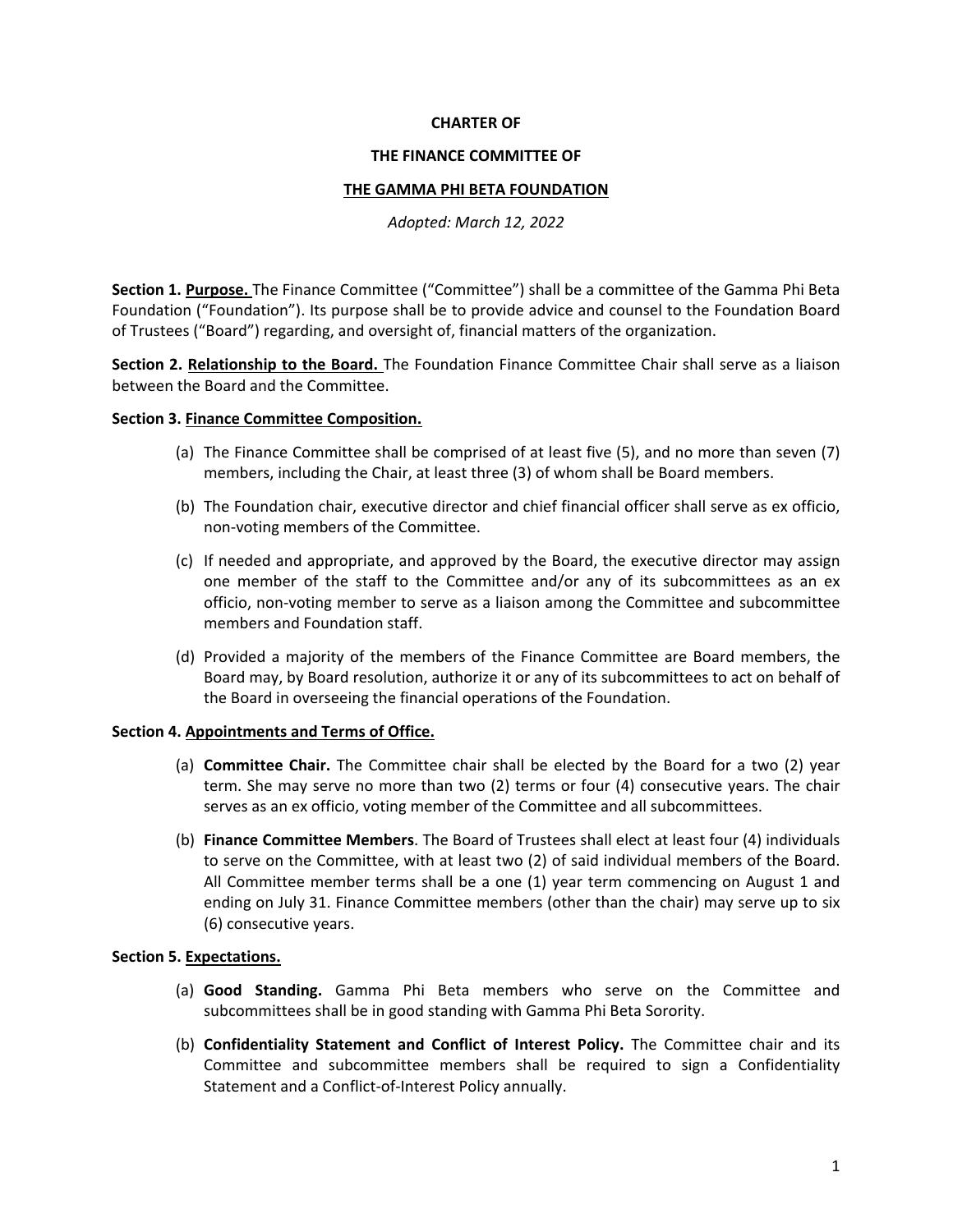**CHARTER OF**

**THE FINANCE COMMITTEE OF**

**THE GAMMA PHI BETA FOUNDATION**

*Adopted: March 12, 2022*

**Section 1. Purpose.** The Finance Committee ("Committee") shall be a committee of the Gamma Phi Beta Foundation ("Foundation"). Its purpose shall be to provide advice and counsel to the Foundation Board of Trustees ("Board") regarding, and oversight of, financial matters of the organization.

**Section 2. Relationship to the Board.** The Foundation Finance Committee Chair shall serve as a liaison between the Board and the Committee.

**Section 3. Finance Committee Composition.**

(a) The Finance Committee shall be comprised of at least five (5), and no more than seven (7) members, including the Chair, at least three (3) of whom shall be Board members.

(b) The Foundation chair, executive director and chief financial officer shall serve as ex officio, non-voting members of the Committee.

(c) If needed and appropriate, and approved by the Board, the executive director may assign one member of the staff to the Committee and/or any of its subcommittees as an ex officio, non-voting member to serve as a liaison among the Committee and subcommittee members and Foundation staff.

(d) Provided a majority of the members of the Finance Committee are Board members, the Board may, by Board resolution, authorize it or any of its subcommittees to act on behalf of the Board in overseeing the financial operations of the Foundation.

**Section 4. Appointments and Terms of Office.**

(a) **Committee Chair.** The Committee chair shall be elected by the Board for a two (2) year term. She may serve no more than two (2) terms or four (4) consecutive years. The chair serves as an ex officio, voting member of the Committee and all subcommittees.

(b) **Finance Committee Members**. The Board of Trustees shall elect at least four (4) individuals to serve on the Committee, with at least two (2) of said individual members of the Board. All Committee member terms shall be a one (1) year term commencing on August 1 and ending on July 31. Finance Committee members (other than the chair) may serve up to six (6) consecutive years.

**Section 5. Expectations.**

(a) **Good Standing.** Gamma Phi Beta members who serve on the Committee and subcommittees shall be in good standing with Gamma Phi Beta Sorority.

(b) **Confidentiality Statement and Conflict of Interest Policy.** The Committee chair and its Committee and subcommittee members shall be required to sign a Confidentiality Statement and a Conflict-of-Interest Policy annually.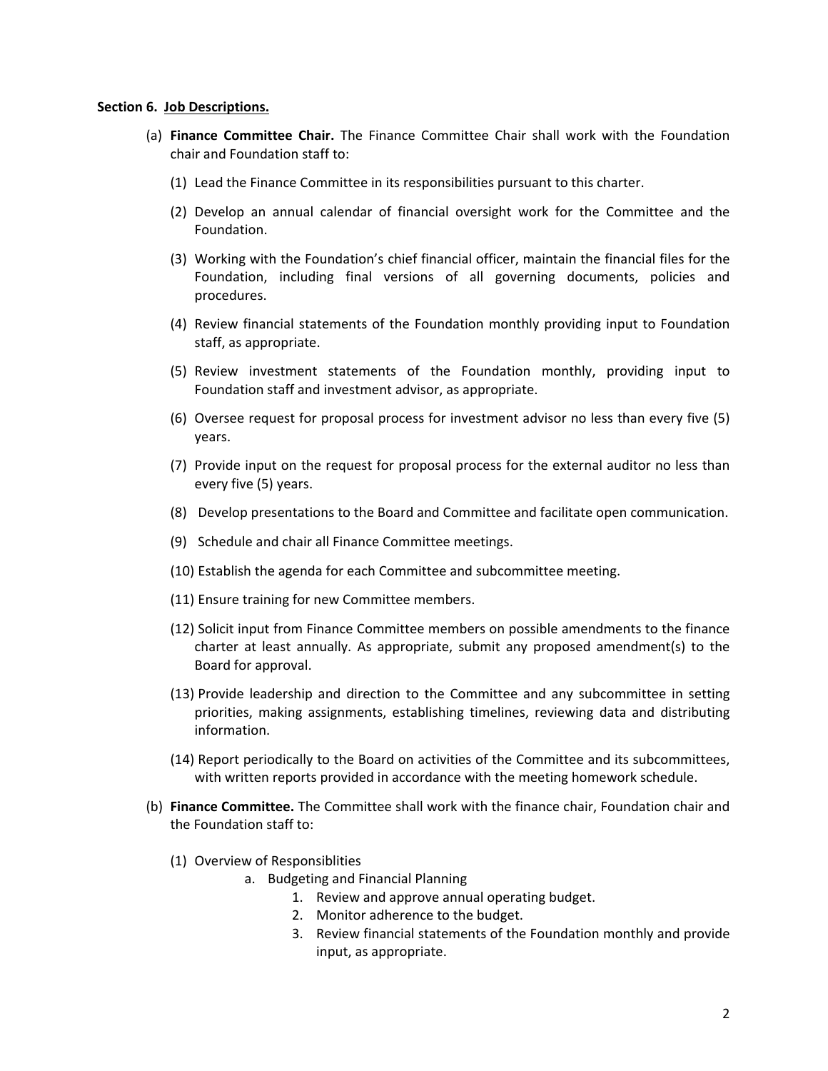**Section 6. <u>Job Descriptions.</u>**

(a) **Finance Committee Chair.** The Finance Committee Chair shall work with the Foundation chair and Foundation staff to:

(1) Lead the Finance Committee in its responsibilities pursuant to this charter.

(2) Develop an annual calendar of financial oversight work for the Committee and the Foundation.

(3) Working with the Foundation's chief financial officer, maintain the financial files for the Foundation, including final versions of all governing documents, policies and procedures.

(4) Review financial statements of the Foundation monthly providing input to Foundation staff, as appropriate.

(5) Review investment statements of the Foundation monthly, providing input to Foundation staff and investment advisor, as appropriate.

(6) Oversee request for proposal process for investment advisor no less than every five (5) years.

(7) Provide input on the request for proposal process for the external auditor no less than every five (5) years.

(8) Develop presentations to the Board and Committee and facilitate open communication.

(9) Schedule and chair all Finance Committee meetings.

(10) Establish the agenda for each Committee and subcommittee meeting.

(11) Ensure training for new Committee members.

(12) Solicit input from Finance Committee members on possible amendments to the finance charter at least annually. As appropriate, submit any proposed amendment(s) to the Board for approval.

(13) Provide leadership and direction to the Committee and any subcommittee in setting priorities, making assignments, establishing timelines, reviewing data and distributing information.

(14) Report periodically to the Board on activities of the Committee and its subcommittees, with written reports provided in accordance with the meeting homework schedule.

(b) **Finance Committee.** The Committee shall work with the finance chair, Foundation chair and the Foundation staff to:

(1) Overview of Responsiblities

a. Budgeting and Financial Planning

1. Review and approve annual operating budget.
2. Monitor adherence to the budget.
3. Review financial statements of the Foundation monthly and provide input, as appropriate.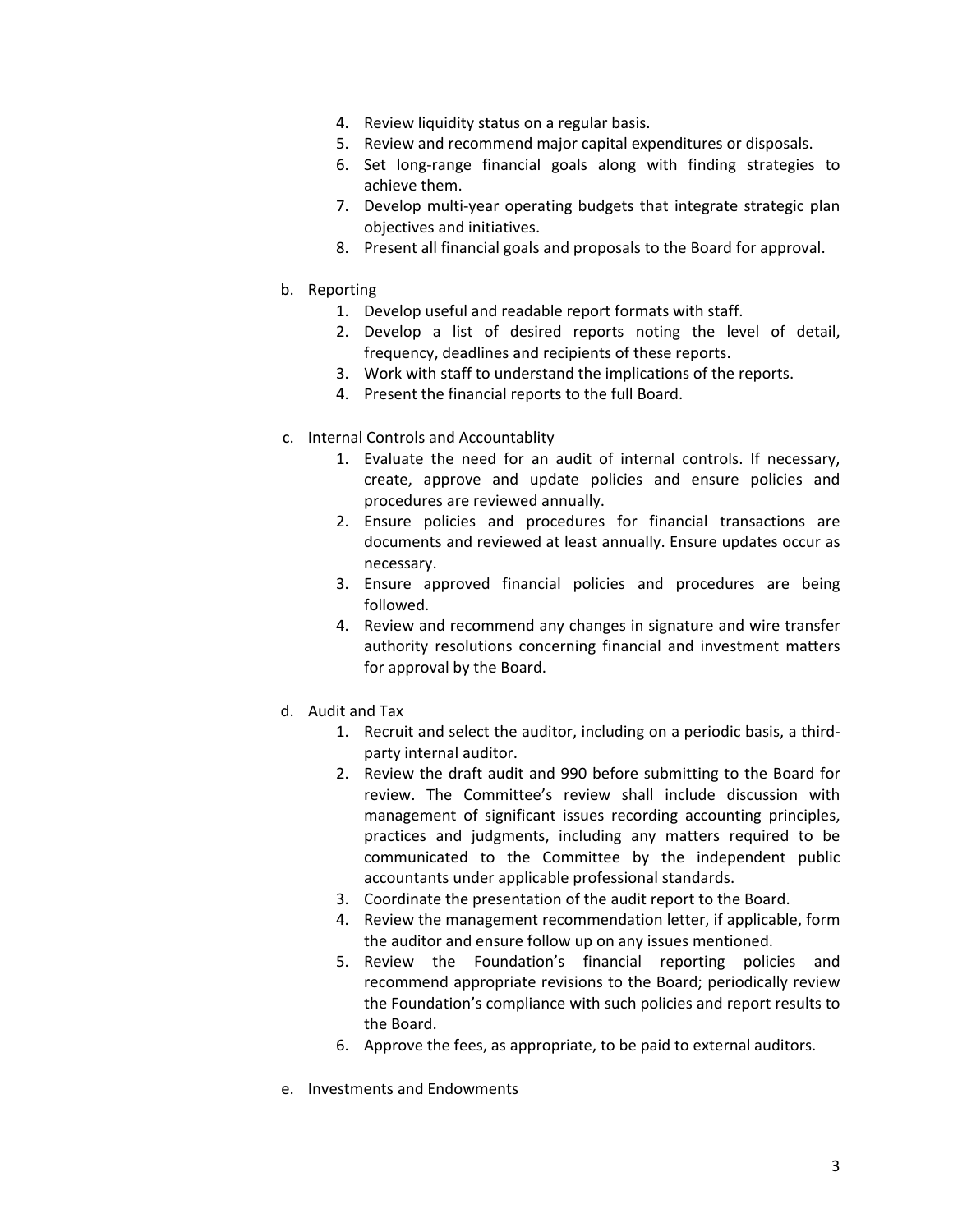4. Review liquidity status on a regular basis.
5. Review and recommend major capital expenditures or disposals.
6. Set long-range financial goals along with finding strategies to achieve them.
7. Develop multi-year operating budgets that integrate strategic plan objectives and initiatives.
8. Present all financial goals and proposals to the Board for approval.

b. Reporting
   1. Develop useful and readable report formats with staff.
   2. Develop a list of desired reports noting the level of detail, frequency, deadlines and recipients of these reports.
   3. Work with staff to understand the implications of the reports.
   4. Present the financial reports to the full Board.

c. Internal Controls and Accountablity
   1. Evaluate the need for an audit of internal controls. If necessary, create, approve and update policies and ensure policies and procedures are reviewed annually.
   2. Ensure policies and procedures for financial transactions are documents and reviewed at least annually. Ensure updates occur as necessary.
   3. Ensure approved financial policies and procedures are being followed.
   4. Review and recommend any changes in signature and wire transfer authority resolutions concerning financial and investment matters for approval by the Board.

d. Audit and Tax
   1. Recruit and select the auditor, including on a periodic basis, a third-party internal auditor.
   2. Review the draft audit and 990 before submitting to the Board for review. The Committee's review shall include discussion with management of significant issues recording accounting principles, practices and judgments, including any matters required to be communicated to the Committee by the independent public accountants under applicable professional standards.
   3. Coordinate the presentation of the audit report to the Board.
   4. Review the management recommendation letter, if applicable, form the auditor and ensure follow up on any issues mentioned.
   5. Review the Foundation's financial reporting policies and recommend appropriate revisions to the Board; periodically review the Foundation's compliance with such policies and report results to the Board.
   6. Approve the fees, as appropriate, to be paid to external auditors.

e. Investments and Endowments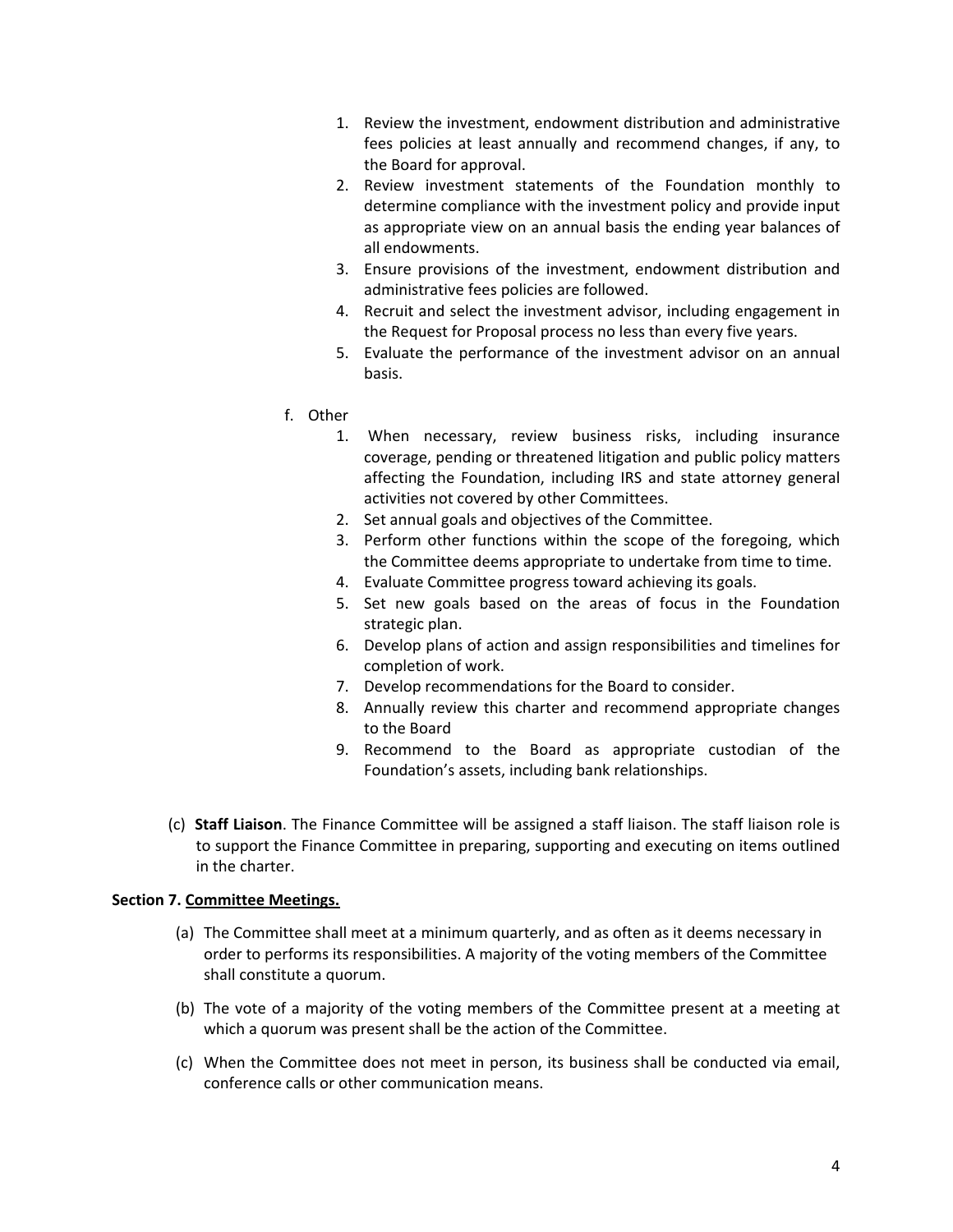1. Review the investment, endowment distribution and administrative fees policies at least annually and recommend changes, if any, to the Board for approval.
2. Review investment statements of the Foundation monthly to determine compliance with the investment policy and provide input as appropriate view on an annual basis the ending year balances of all endowments.
3. Ensure provisions of the investment, endowment distribution and administrative fees policies are followed.
4. Recruit and select the investment advisor, including engagement in the Request for Proposal process no less than every five years.
5. Evaluate the performance of the investment advisor on an annual basis.

f. Other

1. When necessary, review business risks, including insurance coverage, pending or threatened litigation and public policy matters affecting the Foundation, including IRS and state attorney general activities not covered by other Committees.
2. Set annual goals and objectives of the Committee.
3. Perform other functions within the scope of the foregoing, which the Committee deems appropriate to undertake from time to time.
4. Evaluate Committee progress toward achieving its goals.
5. Set new goals based on the areas of focus in the Foundation strategic plan.
6. Develop plans of action and assign responsibilities and timelines for completion of work.
7. Develop recommendations for the Board to consider.
8. Annually review this charter and recommend appropriate changes to the Board
9. Recommend to the Board as appropriate custodian of the Foundation's assets, including bank relationships.

(c) **Staff Liaison**. The Finance Committee will be assigned a staff liaison. The staff liaison role is to support the Finance Committee in preparing, supporting and executing on items outlined in the charter.

**Section 7. <u>Committee Meetings.</u>**

(a) The Committee shall meet at a minimum quarterly, and as often as it deems necessary in order to performs its responsibilities. A majority of the voting members of the Committee shall constitute a quorum.

(b) The vote of a majority of the voting members of the Committee present at a meeting at which a quorum was present shall be the action of the Committee.

(c) When the Committee does not meet in person, its business shall be conducted via email, conference calls or other communication means.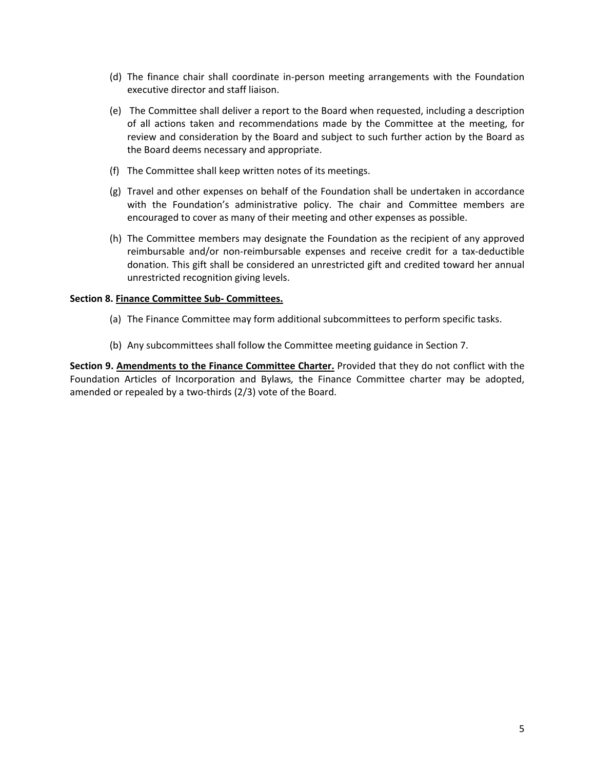(d) The finance chair shall coordinate in-person meeting arrangements with the Foundation executive director and staff liaison.

(e) The Committee shall deliver a report to the Board when requested, including a description of all actions taken and recommendations made by the Committee at the meeting, for review and consideration by the Board and subject to such further action by the Board as the Board deems necessary and appropriate.

(f) The Committee shall keep written notes of its meetings.

(g) Travel and other expenses on behalf of the Foundation shall be undertaken in accordance with the Foundation's administrative policy. The chair and Committee members are encouraged to cover as many of their meeting and other expenses as possible.

(h) The Committee members may designate the Foundation as the recipient of any approved reimbursable and/or non-reimbursable expenses and receive credit for a tax-deductible donation. This gift shall be considered an unrestricted gift and credited toward her annual unrestricted recognition giving levels.

**Section 8. <u>Finance Committee Sub- Committees.</u>**

(a) The Finance Committee may form additional subcommittees to perform specific tasks.

(b) Any subcommittees shall follow the Committee meeting guidance in Section 7.

**Section 9. <u>Amendments to the Finance Committee Charter.</u>** Provided that they do not conflict with the Foundation Articles of Incorporation and Bylaws*,* the Finance Committee charter may be adopted, amended or repealed by a two-thirds (2/3) vote of the Board.